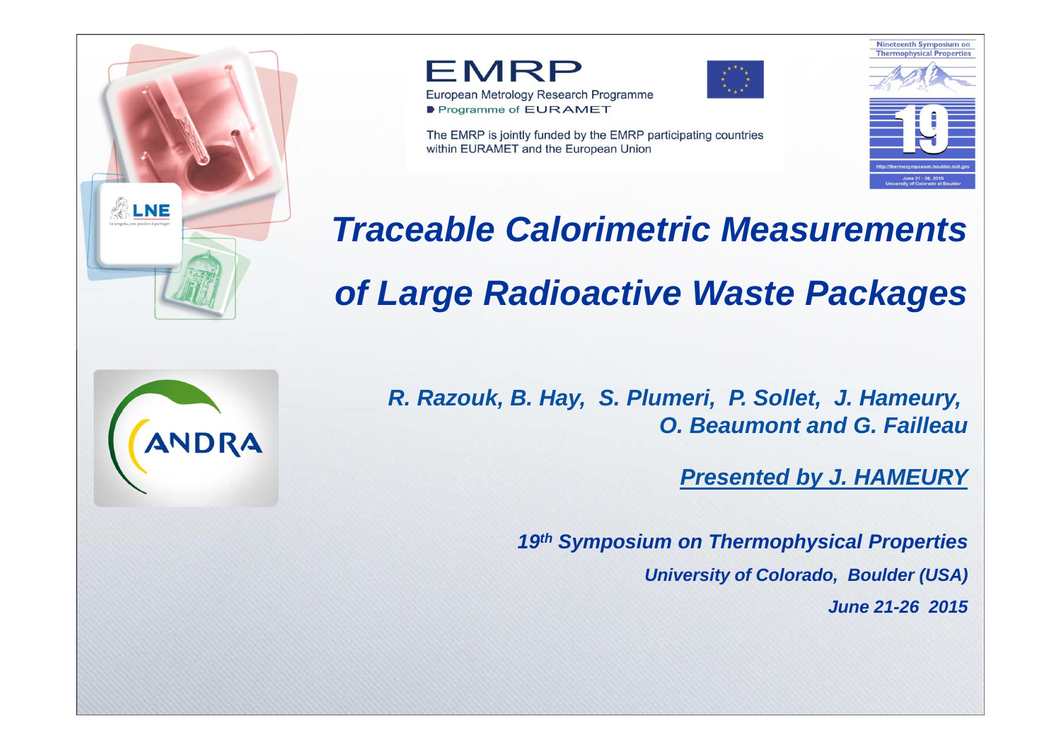EMRP

European Metrology Research Programme

Programme of EURAMET

The EMRP is jointly funded by the EMRP participating countries within EURAMET and the European Union

Nineteenth Symposium on Thermophysical Properties

# *Traceable Calorimetric Measurements of Large Radioactive Waste Packages*

***R. Razouk, B. Hay, S. Plumeri, P. Sollet, J. Hameury, O. Beaumont and G. Failleau***

***Presented by J. HAMEURY***

***19th Symposium on Thermophysical Properties***

***University of Colorado, Boulder (USA)***

***June 21-26 2015***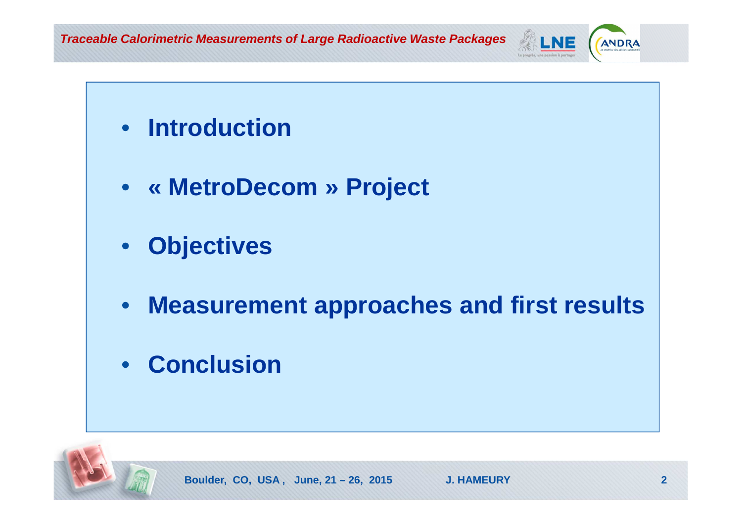- **Introduction**
- **« MetroDecom » Project**
- **Objectives**
- **Measurement approaches and first results**
- **Conclusion**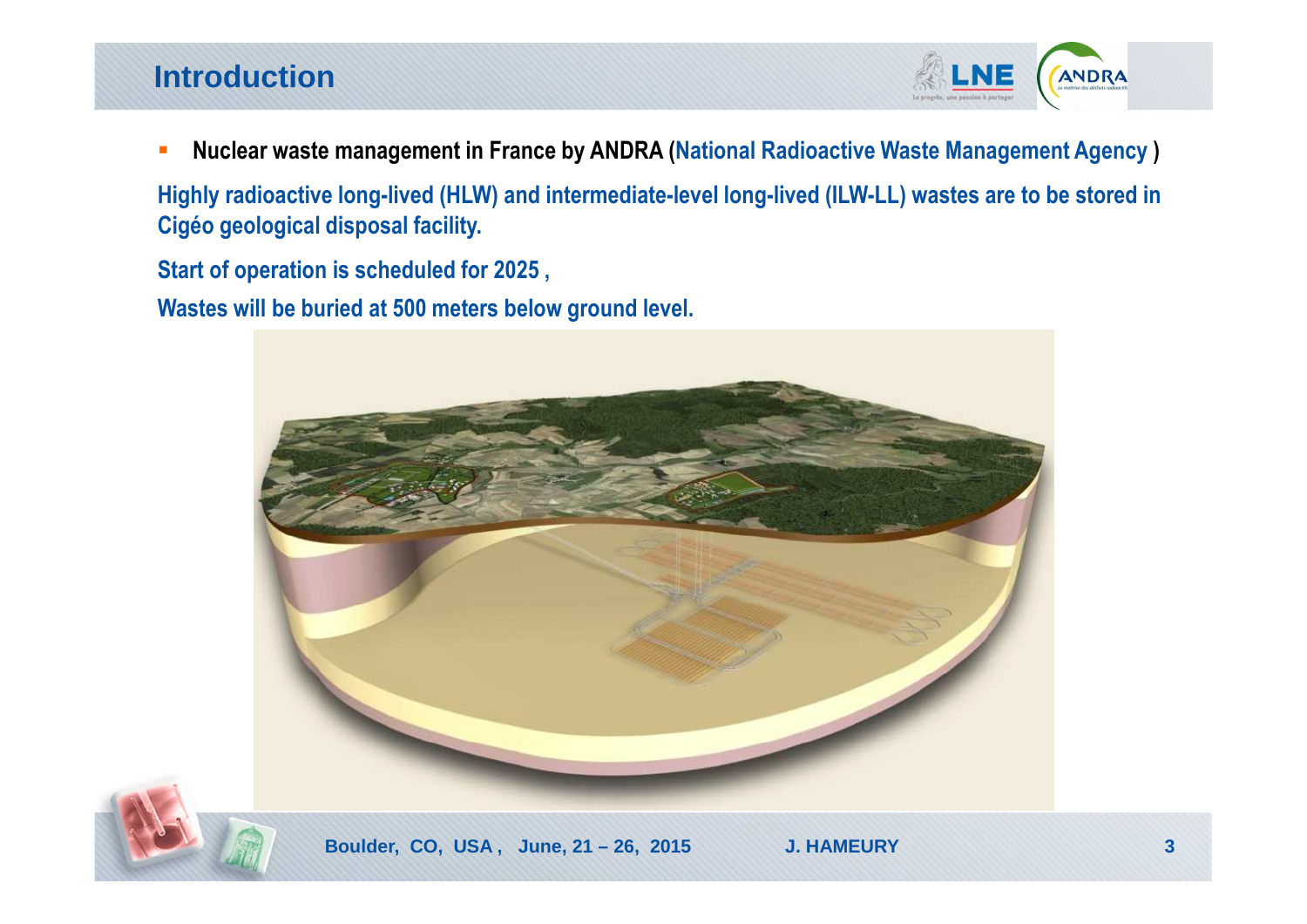# Introduction

- **Nuclear waste management in France by ANDRA (National Radioactive Waste Management Agency )**

**Highly radioactive long-lived (HLW) and intermediate-level long-lived (ILW-LL) wastes are to be stored in Cigéo geological disposal facility.**

**Start of operation is scheduled for 2025 ,**

**Wastes will be buried at 500 meters below ground level.**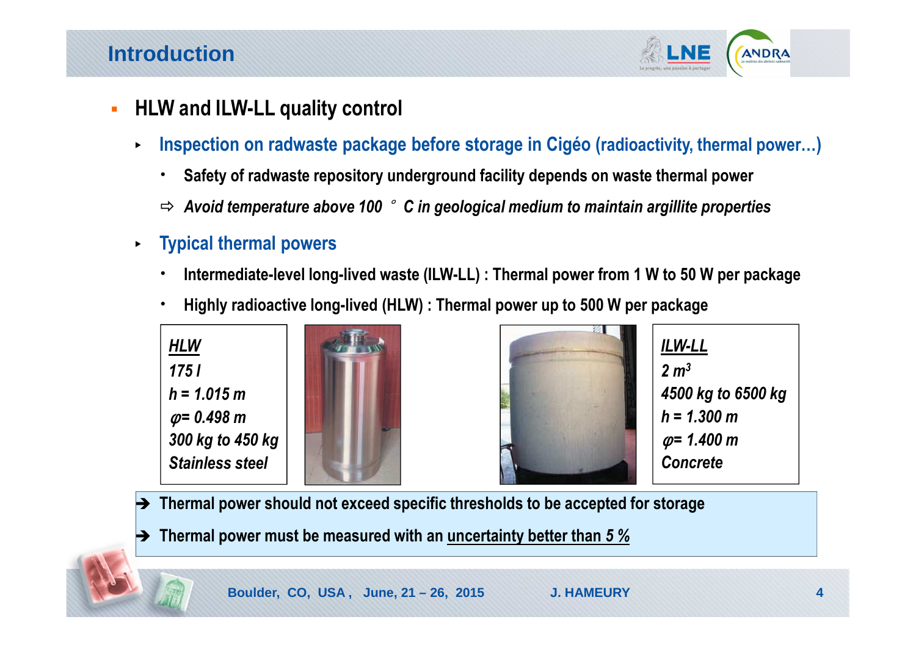## Introduction

- **HLW and ILW-LL quality control**
  - **Inspection on radwaste package before storage in Cigéo (radioactivity, thermal power…)**
    - **Safety of radwaste repository underground facility depends on waste thermal power**
    - ⇨ ***Avoid temperature above 100 °C in geological medium to maintain argillite properties***
  - **Typical thermal powers**
    - **Intermediate-level long-lived waste (ILW-LL) : Thermal power from 1 W to 50 W per package**
    - **Highly radioactive long-lived (HLW) : Thermal power up to 500 W per package**

| ***HLW*** | ***ILW-LL*** |
|---|---|
| *175 l* | *2 m³* |
| *h = 1.015 m* | *4500 kg to 6500 kg* |
| *φ= 0.498 m* | *h = 1.300 m* |
| *300 kg to 450 kg* | *φ= 1.400 m* |
| *Stainless steel* | *Concrete* |

➔ **Thermal power should not exceed specific thresholds to be accepted for storage**

➔ **Thermal power must be measured with an uncertainty better than *5 %***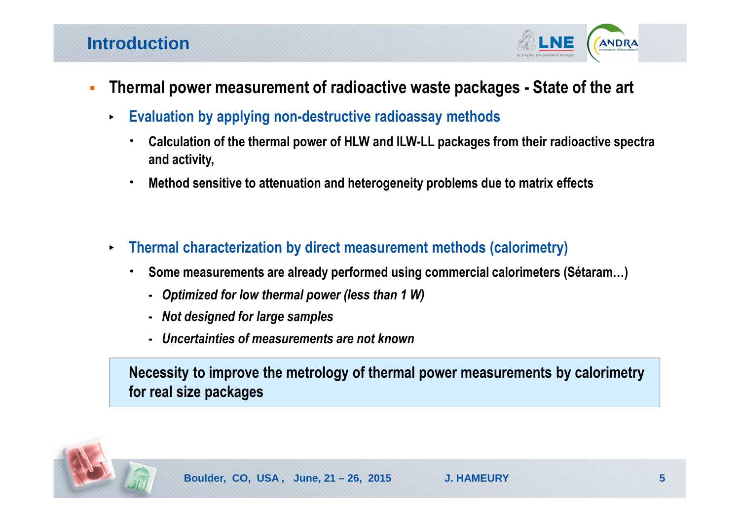## Introduction

- **Thermal power measurement of radioactive waste packages - State of the art**
  - **Evaluation by applying non-destructive radioassay methods**
    - **Calculation of the thermal power of HLW and ILW-LL packages from their radioactive spectra and activity,**
    - **Method sensitive to attenuation and heterogeneity problems due to matrix effects**
  - **Thermal characterization by direct measurement methods (calorimetry)**
    - **Some measurements are already performed using commercial calorimeters (Sétaram…)**
      - ***Optimized for low thermal power (less than 1 W)***
      - ***Not designed for large samples***
      - ***Uncertainties of measurements are not known***

**Necessity to improve the metrology of thermal power measurements by calorimetry for real size packages**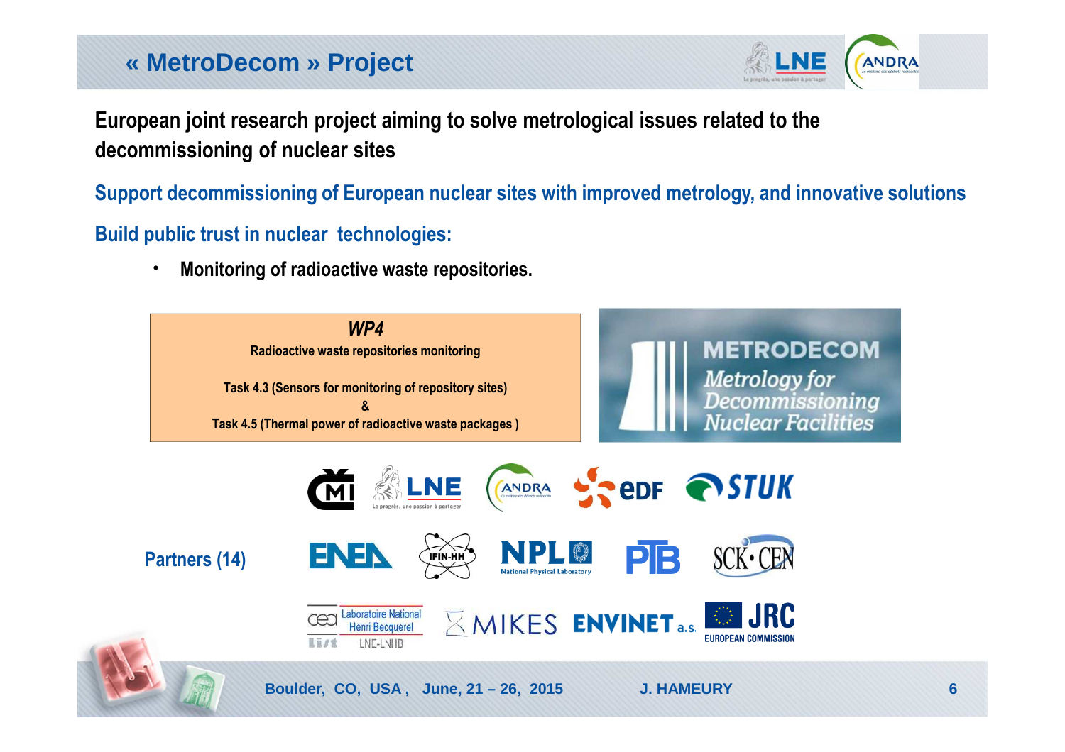# « MetroDecom » Project

**European joint research project aiming to solve metrological issues related to the decommissioning of nuclear sites**

**Support decommissioning of European nuclear sites with improved metrology, and innovative solutions**

**Build public trust in nuclear technologies:**

- **Monitoring of radioactive waste repositories.**

***WP4***

Radioactive waste repositories monitoring

Task 4.3 (Sensors for monitoring of repository sites)
&
Task 4.5 (Thermal power of radioactive waste packages )

**METRODECOM**
*Metrology for Decommissioning Nuclear Facilities*

**Partners (14)**

CMI, LNE, ANDRA, EDF, STUK, ENEA, IFIN-HH, NPL National Physical Laboratory, PTB, SCK•CEN, cea list Laboratoire National Henri Becquerel LNE-LNHB, MIKES, ENVINET a.s., JRC European Commission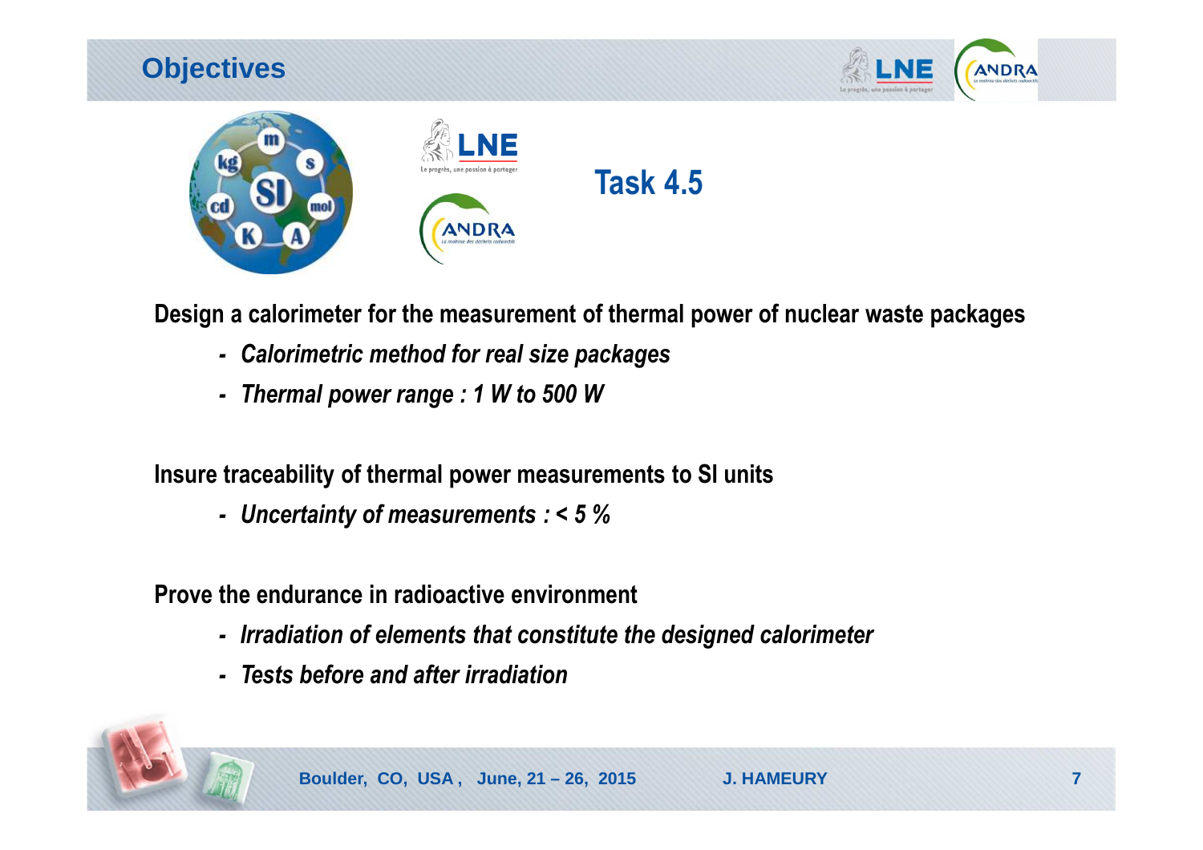# Objectives

## Task 4.5

**Design a calorimeter for the measurement of thermal power of nuclear waste packages**

- *Calorimetric method for real size packages*
- *Thermal power range : 1 W to 500 W*

**Insure traceability of thermal power measurements to SI units**

- *Uncertainty of measurements : < 5 %*

**Prove the endurance in radioactive environment**

- *Irradiation of elements that constitute the designed calorimeter*
- *Tests before and after irradiation*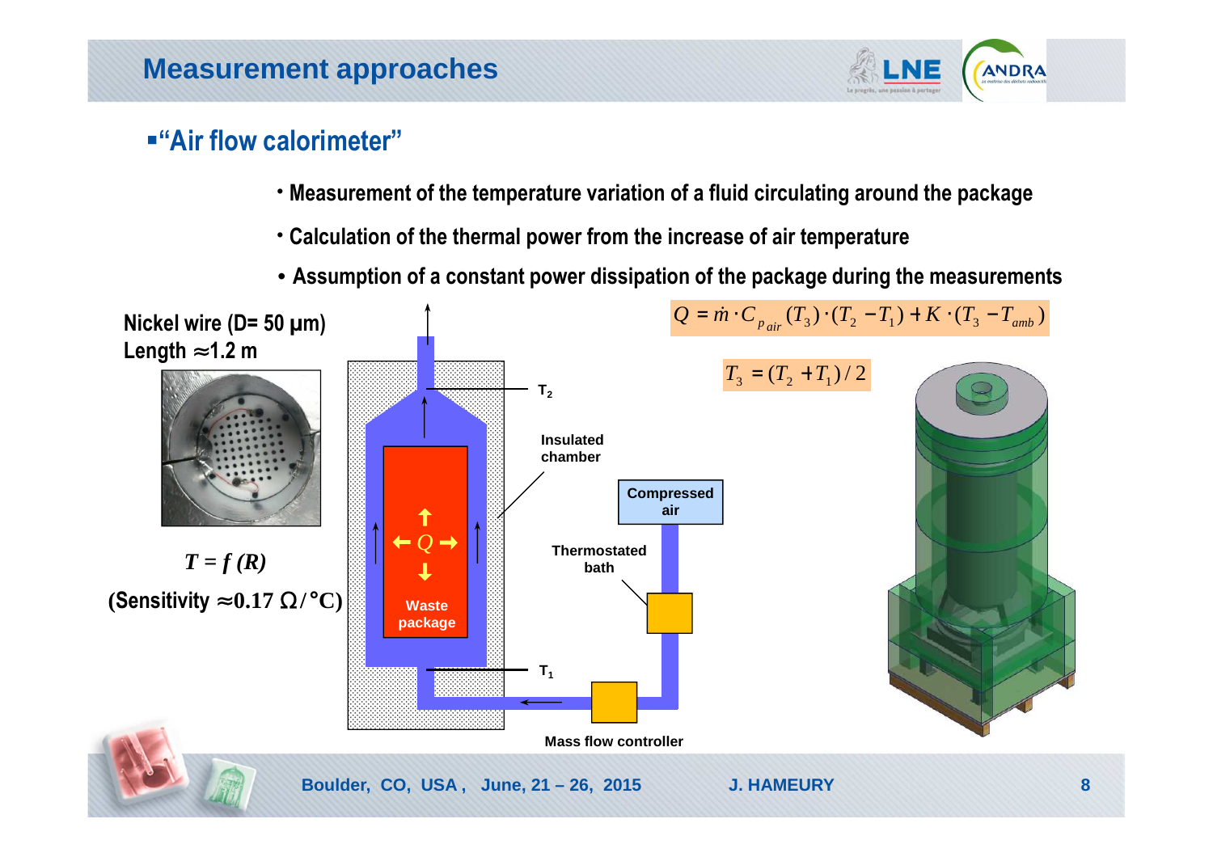# Measurement approaches

## "Air flow calorimeter"

- Measurement of the temperature variation of a fluid circulating around the package
- Calculation of the thermal power from the increase of air temperature
- Assumption of a constant power dissipation of the package during the measurements

$$Q = \dot{m} \cdot C_{p\,air}(T_3) \cdot (T_2 - T_1) + K \cdot (T_3 - T_{amb})$$

$$T_3 = (T_2 + T_1)/2$$

Nickel wire (D= 50 µm)
Length ≈1.2 m

$T = f(R)$

(Sensitivity ≈0.17 Ω/°C)

$T_2$

Insulated chamber

Compressed air

Thermostated bath

$Q$

Waste package

$T_1$

Mass flow controller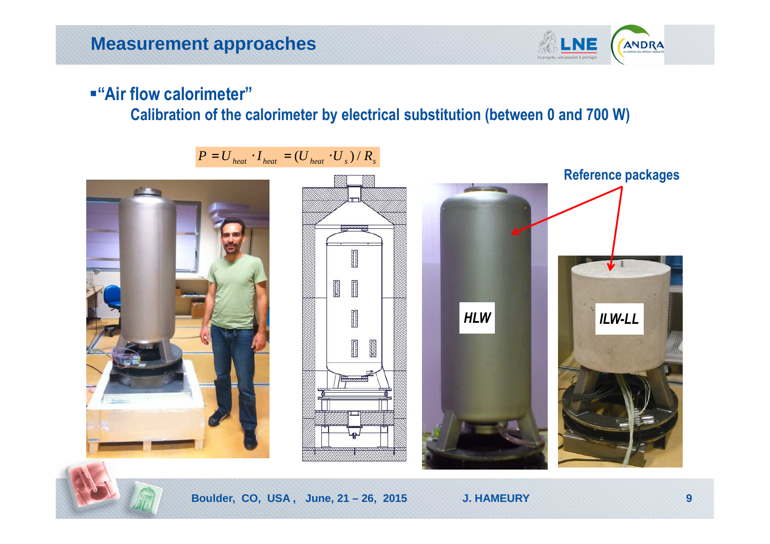# Measurement approaches

- **"Air flow calorimeter"**

  **Calibration of the calorimeter by electrical substitution (between 0 and 700 W)**

$$P = U_{heat} \cdot I_{heat} = (U_{heat} \cdot U_s)/R_s$$

**Reference packages**

*HLW*

*ILW-LL*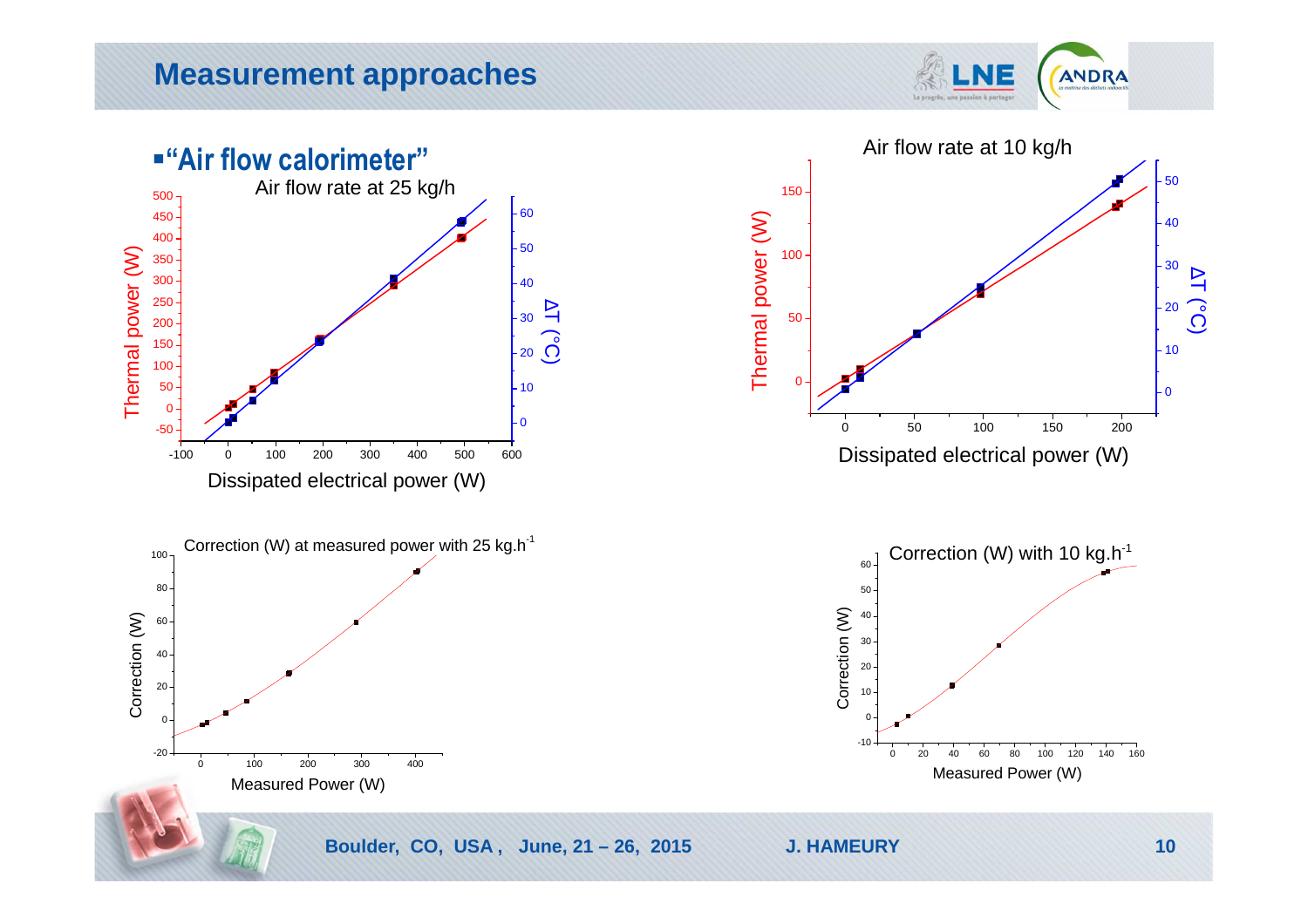# Measurement approaches

- **"Air flow calorimeter"**

Air flow rate at 25 kg/h

Thermal power (W)

ΔT (°C)

Dissipated electrical power (W)

Air flow rate at 10 kg/h

Thermal power (W)

ΔT (°C)

Dissipated electrical power (W)

Correction (W) at measured power with 25 $kg.h^{-1}$

Correction (W)

Measured Power (W)

Correction (W) with 10 $kg.h^{-1}$

Correction (W)

Measured Power (W)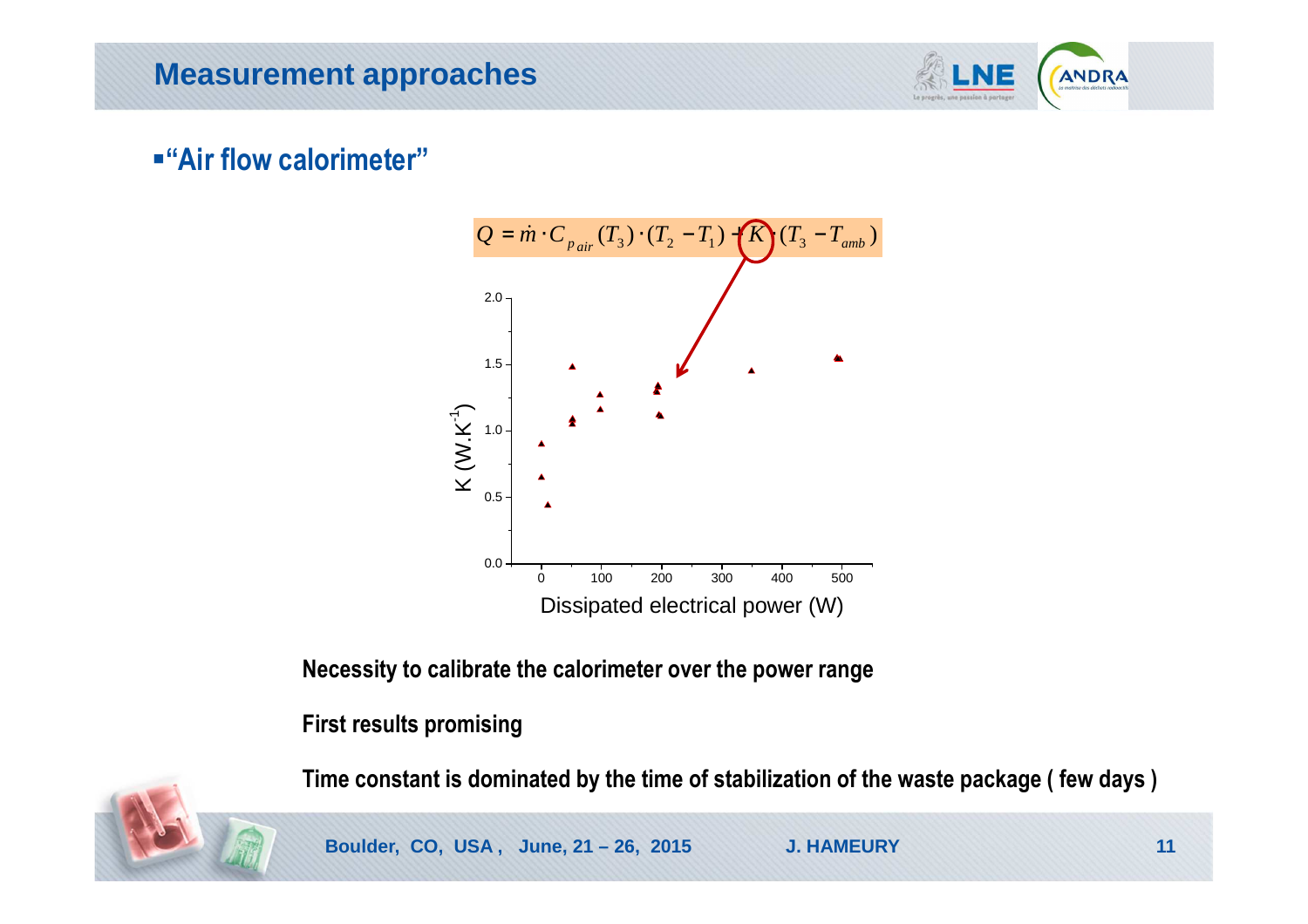# Measurement approaches

- **"Air flow calorimeter"**

$$Q = \dot{m} \cdot C_{p\,air}(T_3) \cdot (T_2 - T_1) + K \cdot (T_3 - T_{amb})$$

**Necessity to calibrate the calorimeter over the power range**

**First results promising**

**Time constant is dominated by the time of stabilization of the waste package ( few days )**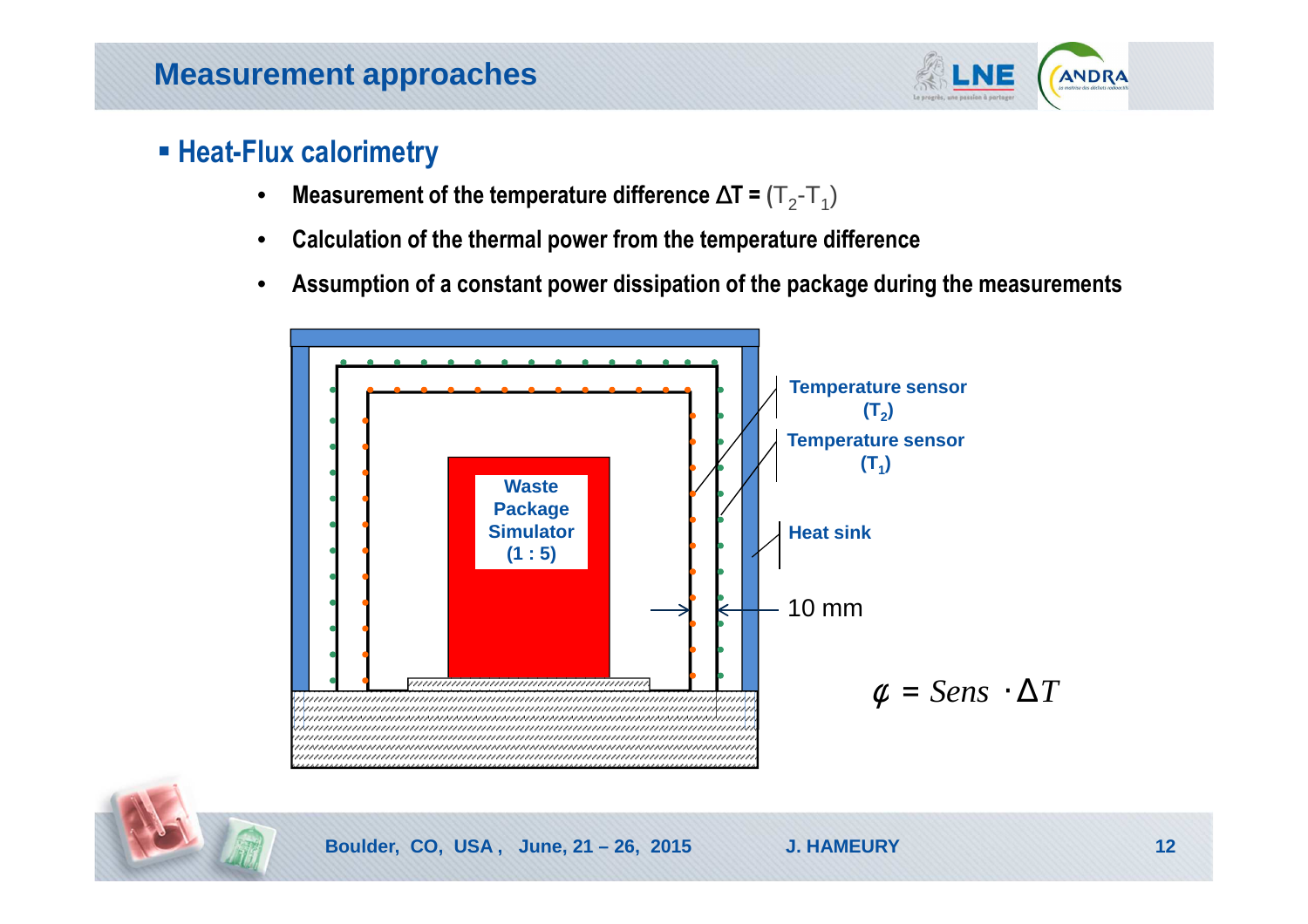# Measurement approaches

## Heat-Flux calorimetry

- **Measurement of the temperature difference $\Delta T = (T_2 - T_1)$**
- **Calculation of the thermal power from the temperature difference**
- **Assumption of a constant power dissipation of the package during the measurements**

**Waste Package Simulator (1 : 5)**

**Temperature sensor ($T_2$)**

**Temperature sensor ($T_1$)**

**Heat sink**

10 mm

$$\phi = Sens \cdot \Delta T$$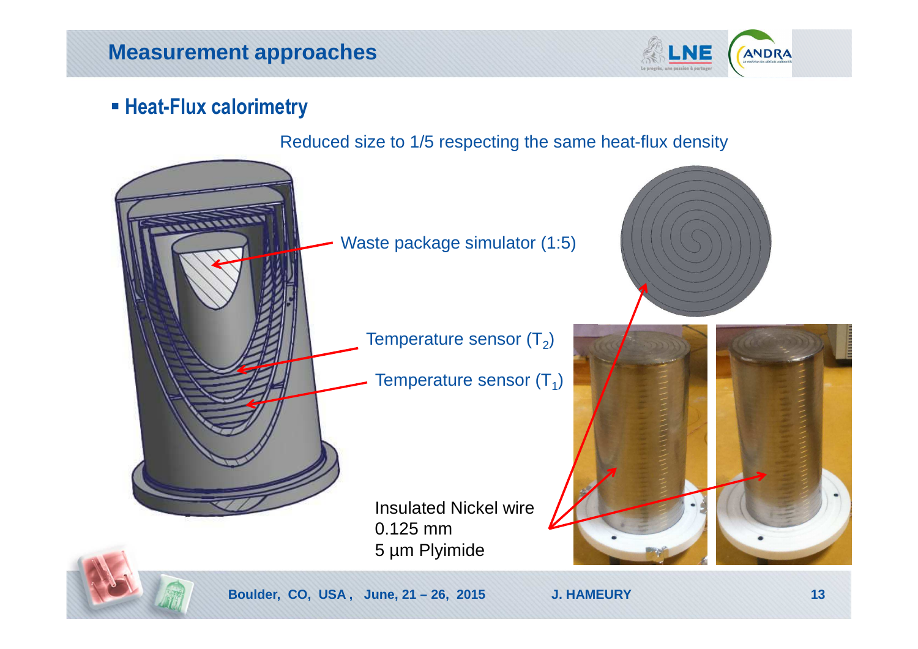# Measurement approaches

- **Heat-Flux calorimetry**

Reduced size to 1/5 respecting the same heat-flux density

Waste package simulator (1:5)

Temperature sensor ($T_2$)

Temperature sensor ($T_1$)

Insulated Nickel wire
0.125 mm
5 µm Plyimide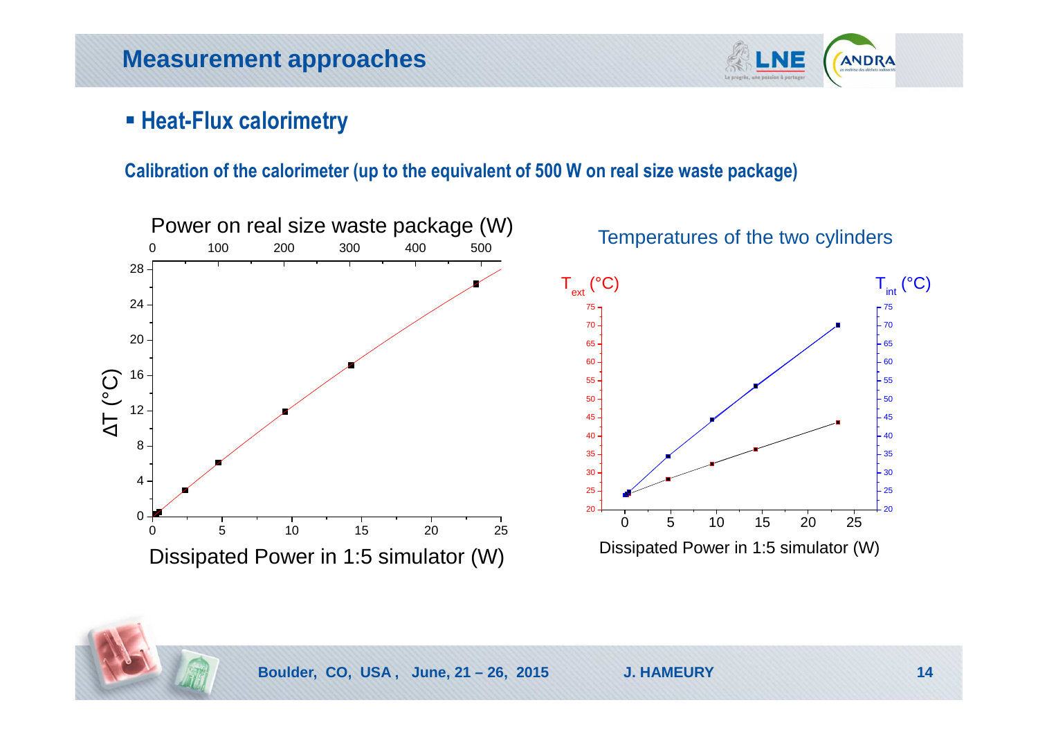# Measurement approaches

- **Heat-Flux calorimetry**

**Calibration of the calorimeter (up to the equivalent of 500 W on real size waste package)**

Power on real size waste package (W)

ΔT (°C)

Dissipated Power in 1:5 simulator (W)

Temperatures of the two cylinders

$T_{ext}$ (°C)

$T_{int}$ (°C)

Dissipated Power in 1:5 simulator (W)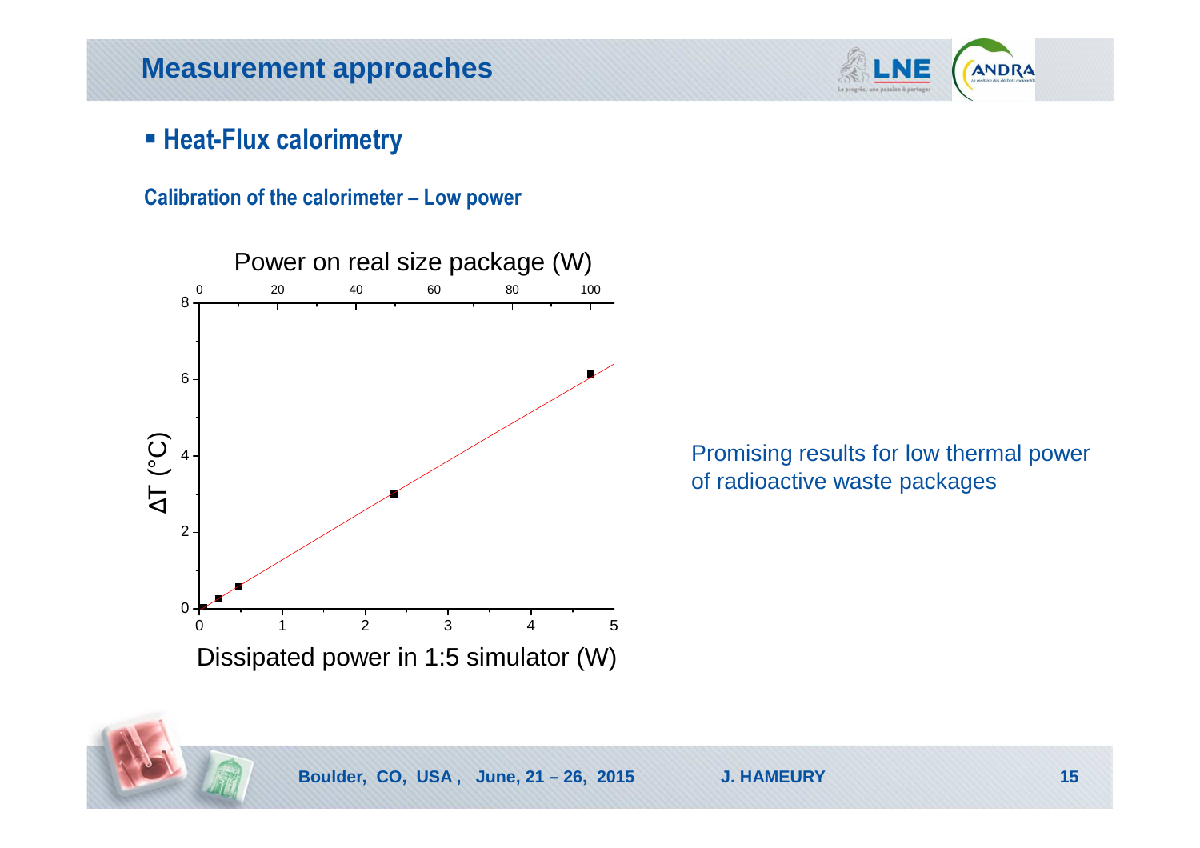# Measurement approaches

- **Heat-Flux calorimetry**

**Calibration of the calorimeter – Low power**

Power on real size package (W)

ΔT (°C)

Dissipated power in 1:5 simulator (W)

Promising results for low thermal power of radioactive waste packages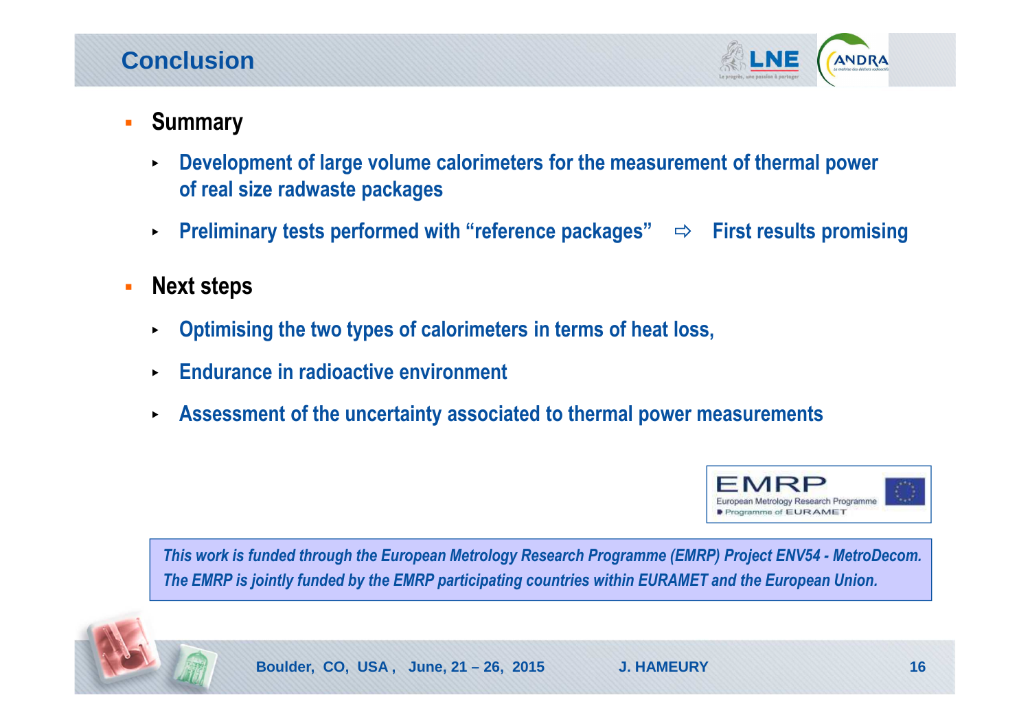# Conclusion

- **Summary**
  - Development of large volume calorimeters for the measurement of thermal power of real size radwaste packages
  - Preliminary tests performed with "reference packages" ⇨ First results promising
- **Next steps**
  - Optimising the two types of calorimeters in terms of heat loss,
  - Endurance in radioactive environment
  - Assessment of the uncertainty associated to thermal power measurements

EMRP
European Metrology Research Programme
Programme of EURAMET

*This work is funded through the European Metrology Research Programme (EMRP) Project ENV54 - MetroDecom. The EMRP is jointly funded by the EMRP participating countries within EURAMET and the European Union.*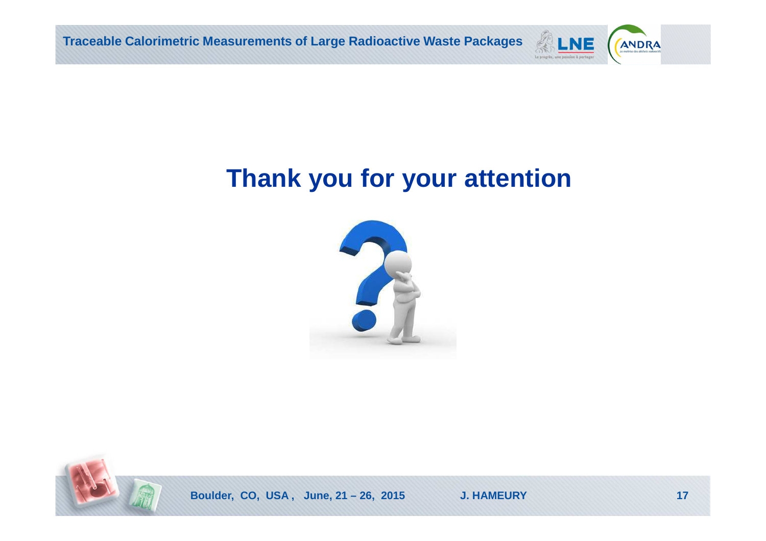# Thank you for your attention